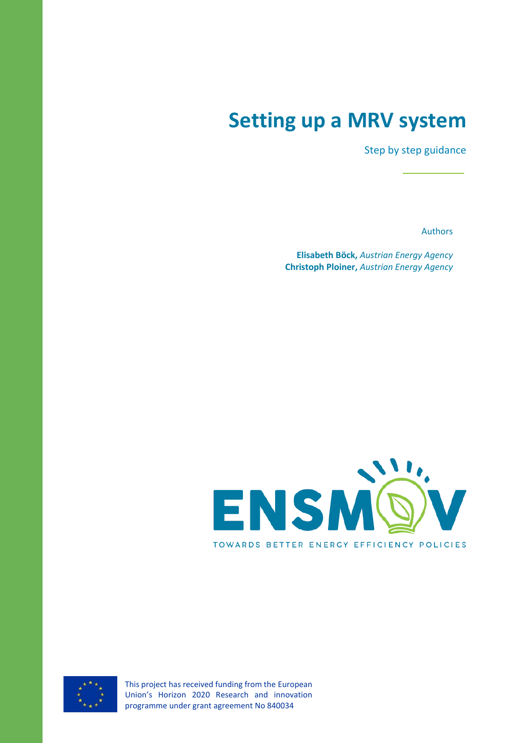# Setting up a MRV system

Step by step guidance

Authors

**Elisabeth Böck,** *Austrian Energy Agency*
**Christoph Ploiner,** *Austrian Energy Agency*

ENSMOV

TOWARDS BETTER ENERGY EFFICIENCY POLICIES

This project has received funding from the European Union's Horizon 2020 Research and innovation programme under grant agreement No 840034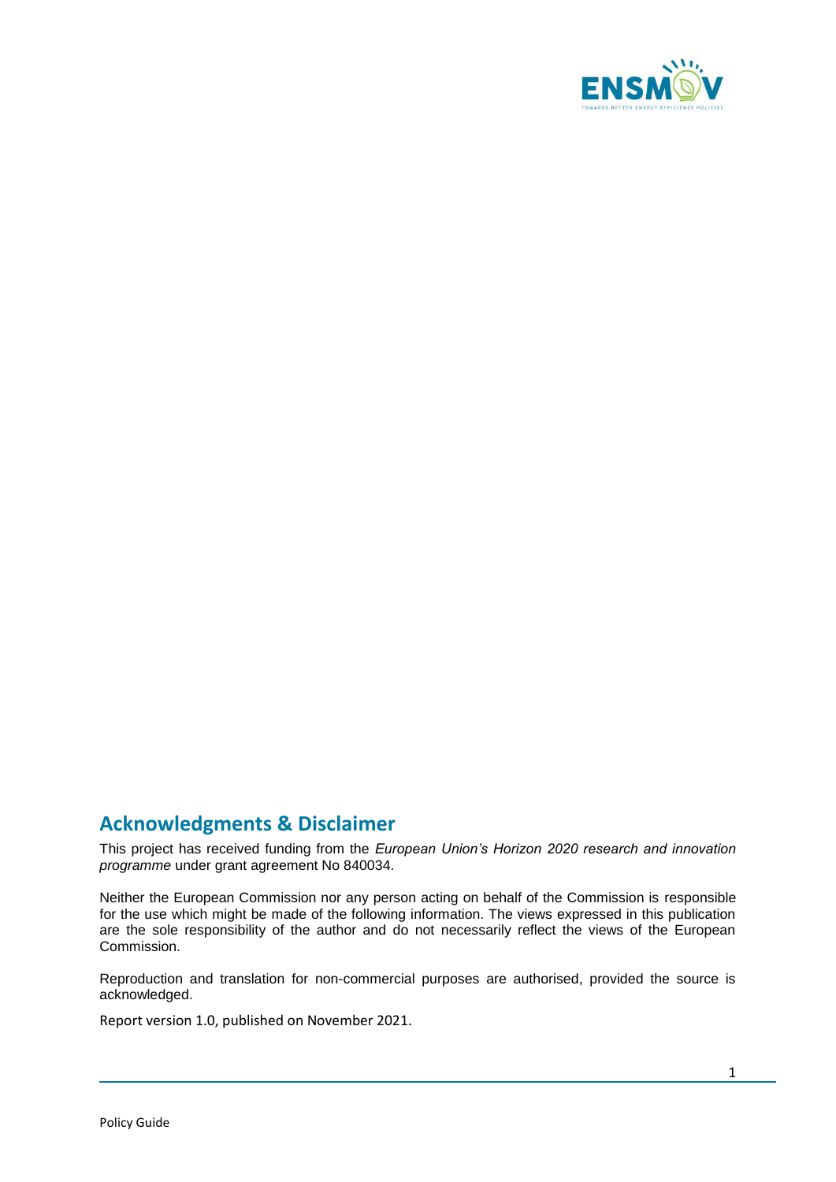## Acknowledgments & Disclaimer

This project has received funding from the *European Union's Horizon 2020 research and innovation programme* under grant agreement No 840034.

Neither the European Commission nor any person acting on behalf of the Commission is responsible for the use which might be made of the following information. The views expressed in this publication are the sole responsibility of the author and do not necessarily reflect the views of the European Commission.

Reproduction and translation for non-commercial purposes are authorised, provided the source is acknowledged.

Report version 1.0, published on November 2021.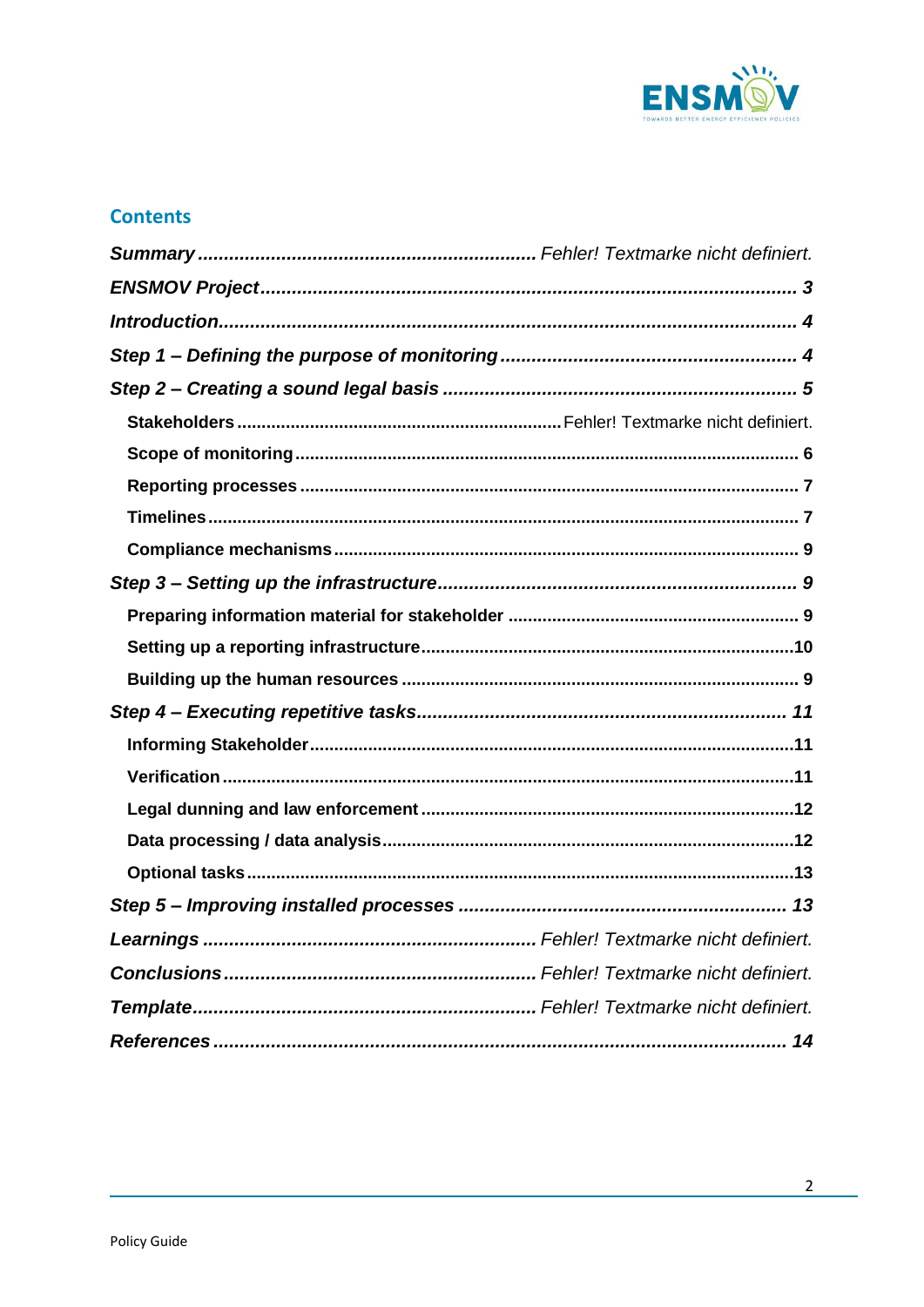## Contents

*Summary* ............ *Fehler! Textmarke nicht definiert.*

*ENSMOV Project* ............ *3*

*Introduction* ............ *4*

*Step 1 – Defining the purpose of monitoring* ............ *4*

*Step 2 – Creating a sound legal basis* ............ *5*

- **Stakeholders** ............ Fehler! Textmarke nicht definiert.
- **Scope of monitoring** ............ 6
- **Reporting processes** ............ 7
- **Timelines** ............ 7
- **Compliance mechanisms** ............ 9

*Step 3 – Setting up the infrastructure* ............ *9*

- **Preparing information material for stakeholder** ............ 9
- **Setting up a reporting infrastructure** ............ 10
- **Building up the human resources** ............ 9

*Step 4 – Executing repetitive tasks* ............ *11*

- **Informing Stakeholder** ............ 11
- **Verification** ............ 11
- **Legal dunning and law enforcement** ............ 12
- **Data processing / data analysis** ............ 12
- **Optional tasks** ............ 13

*Step 5 – Improving installed processes* ............ *13*

*Learnings* ............ *Fehler! Textmarke nicht definiert.*

*Conclusions* ............ *Fehler! Textmarke nicht definiert.*

*Template* ............ *Fehler! Textmarke nicht definiert.*

*References* ............ *14*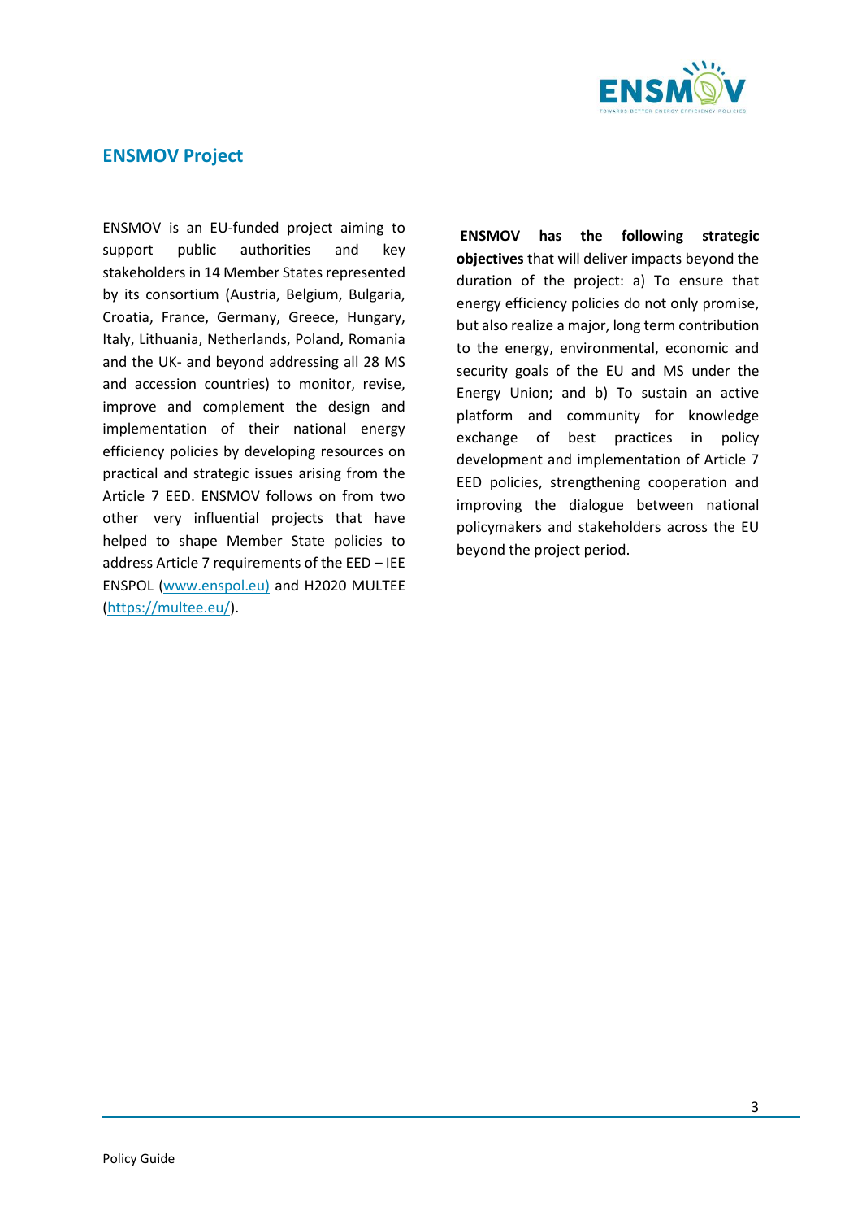## ENSMOV Project

ENSMOV is an EU-funded project aiming to support public authorities and key stakeholders in 14 Member States represented by its consortium (Austria, Belgium, Bulgaria, Croatia, France, Germany, Greece, Hungary, Italy, Lithuania, Netherlands, Poland, Romania and the UK- and beyond addressing all 28 MS and accession countries) to monitor, revise, improve and complement the design and implementation of their national energy efficiency policies by developing resources on practical and strategic issues arising from the Article 7 EED. ENSMOV follows on from two other very influential projects that have helped to shape Member State policies to address Article 7 requirements of the EED – IEE ENSPOL ([www.enspol.eu](www.enspol.eu)) and H2020 MULTEE ([https://multee.eu/](https://multee.eu/)).

**ENSMOV has the following strategic objectives** that will deliver impacts beyond the duration of the project: a) To ensure that energy efficiency policies do not only promise, but also realize a major, long term contribution to the energy, environmental, economic and security goals of the EU and MS under the Energy Union; and b) To sustain an active platform and community for knowledge exchange of best practices in policy development and implementation of Article 7 EED policies, strengthening cooperation and improving the dialogue between national policymakers and stakeholders across the EU beyond the project period.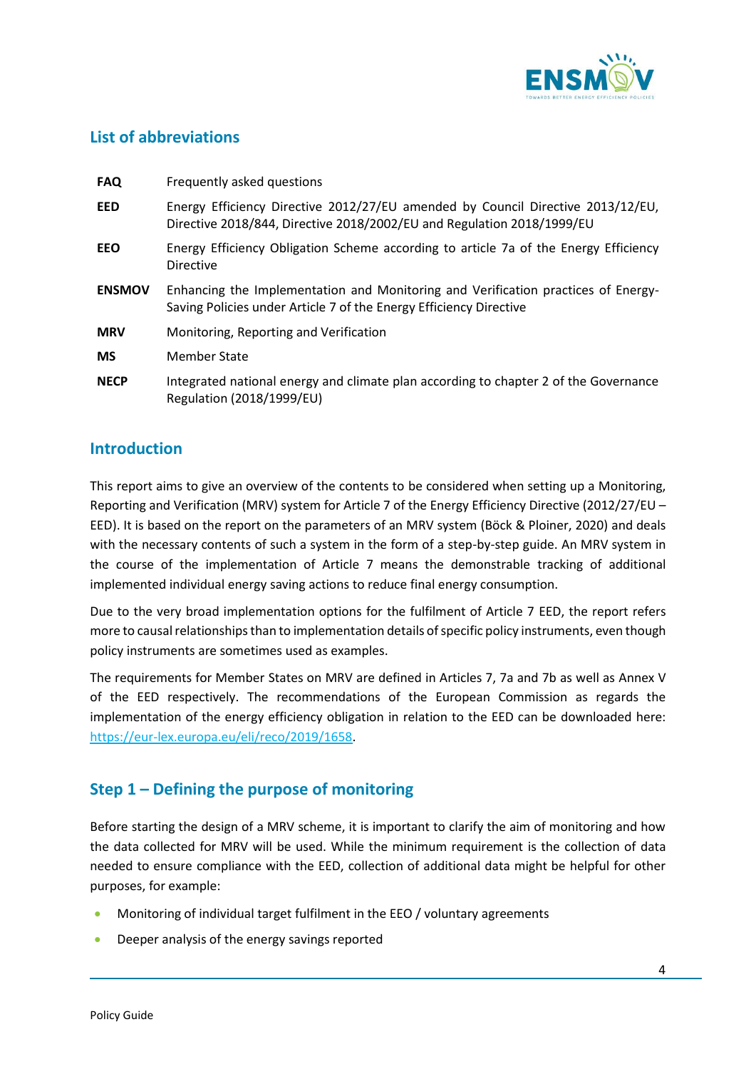## List of abbreviations

| | |
|---|---|
| **FAQ** | Frequently asked questions |
| **EED** | Energy Efficiency Directive 2012/27/EU amended by Council Directive 2013/12/EU, Directive 2018/844, Directive 2018/2002/EU and Regulation 2018/1999/EU |
| **EEO** | Energy Efficiency Obligation Scheme according to article 7a of the Energy Efficiency Directive |
| **ENSMOV** | Enhancing the Implementation and Monitoring and Verification practices of Energy-Saving Policies under Article 7 of the Energy Efficiency Directive |
| **MRV** | Monitoring, Reporting and Verification |
| **MS** | Member State |
| **NECP** | Integrated national energy and climate plan according to chapter 2 of the Governance Regulation (2018/1999/EU) |

## Introduction

This report aims to give an overview of the contents to be considered when setting up a Monitoring, Reporting and Verification (MRV) system for Article 7 of the Energy Efficiency Directive (2012/27/EU – EED). It is based on the report on the parameters of an MRV system (Böck & Ploiner, 2020) and deals with the necessary contents of such a system in the form of a step-by-step guide. An MRV system in the course of the implementation of Article 7 means the demonstrable tracking of additional implemented individual energy saving actions to reduce final energy consumption.

Due to the very broad implementation options for the fulfilment of Article 7 EED, the report refers more to causal relationships than to implementation details of specific policy instruments, even though policy instruments are sometimes used as examples.

The requirements for Member States on MRV are defined in Articles 7, 7a and 7b as well as Annex V of the EED respectively. The recommendations of the European Commission as regards the implementation of the energy efficiency obligation in relation to the EED can be downloaded here: https://eur-lex.europa.eu/eli/reco/2019/1658.

## Step 1 – Defining the purpose of monitoring

Before starting the design of a MRV scheme, it is important to clarify the aim of monitoring and how the data collected for MRV will be used. While the minimum requirement is the collection of data needed to ensure compliance with the EED, collection of additional data might be helpful for other purposes, for example:

- Monitoring of individual target fulfilment in the EEO / voluntary agreements
- Deeper analysis of the energy savings reported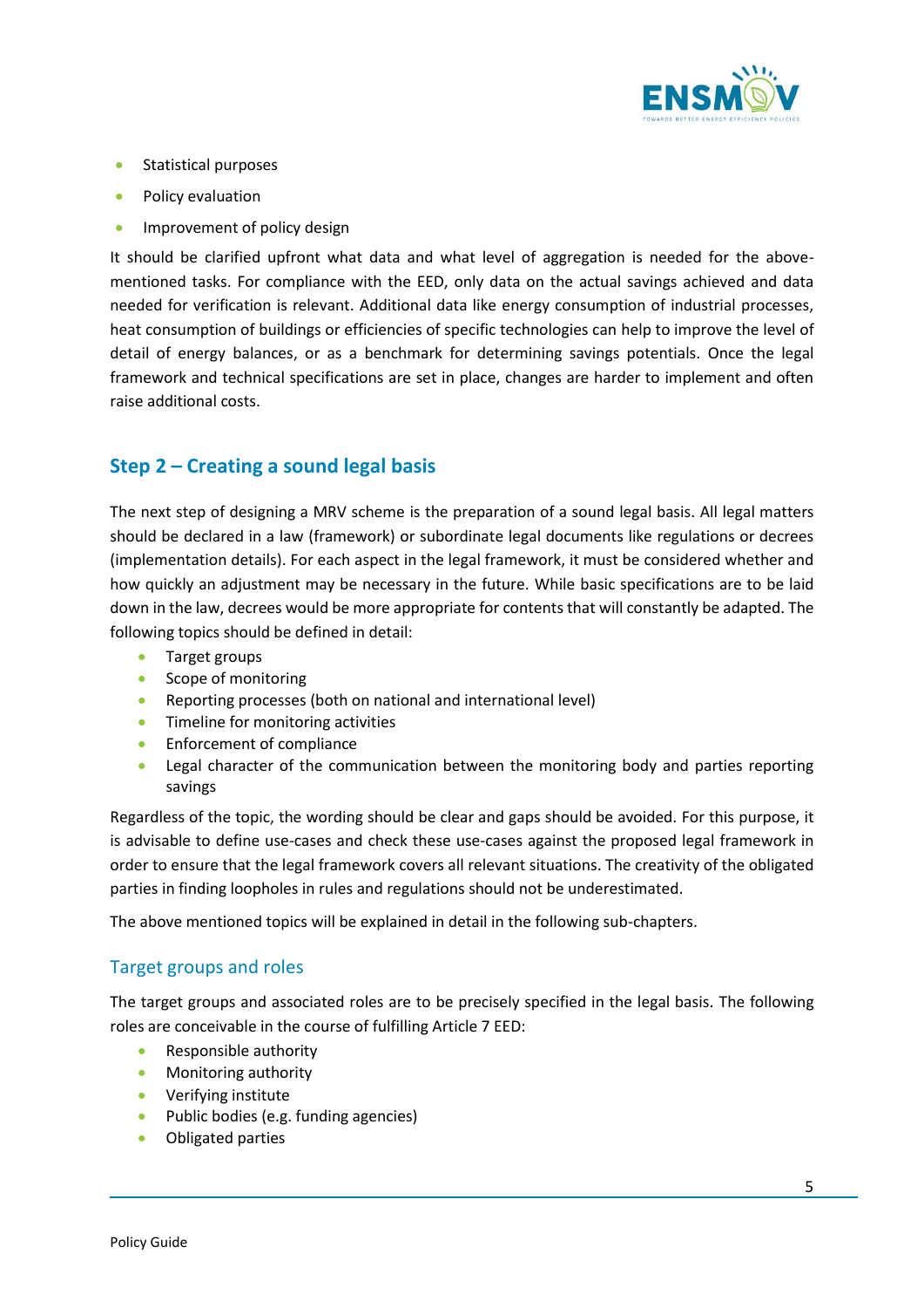- Statistical purposes
- Policy evaluation
- Improvement of policy design

It should be clarified upfront what data and what level of aggregation is needed for the above-mentioned tasks. For compliance with the EED, only data on the actual savings achieved and data needed for verification is relevant. Additional data like energy consumption of industrial processes, heat consumption of buildings or efficiencies of specific technologies can help to improve the level of detail of energy balances, or as a benchmark for determining savings potentials. Once the legal framework and technical specifications are set in place, changes are harder to implement and often raise additional costs.

## Step 2 – Creating a sound legal basis

The next step of designing a MRV scheme is the preparation of a sound legal basis. All legal matters should be declared in a law (framework) or subordinate legal documents like regulations or decrees (implementation details). For each aspect in the legal framework, it must be considered whether and how quickly an adjustment may be necessary in the future. While basic specifications are to be laid down in the law, decrees would be more appropriate for contents that will constantly be adapted. The following topics should be defined in detail:

- Target groups
- Scope of monitoring
- Reporting processes (both on national and international level)
- Timeline for monitoring activities
- Enforcement of compliance
- Legal character of the communication between the monitoring body and parties reporting savings

Regardless of the topic, the wording should be clear and gaps should be avoided. For this purpose, it is advisable to define use-cases and check these use-cases against the proposed legal framework in order to ensure that the legal framework covers all relevant situations. The creativity of the obligated parties in finding loopholes in rules and regulations should not be underestimated.

The above mentioned topics will be explained in detail in the following sub-chapters.

### Target groups and roles

The target groups and associated roles are to be precisely specified in the legal basis. The following roles are conceivable in the course of fulfilling Article 7 EED:

- Responsible authority
- Monitoring authority
- Verifying institute
- Public bodies (e.g. funding agencies)
- Obligated parties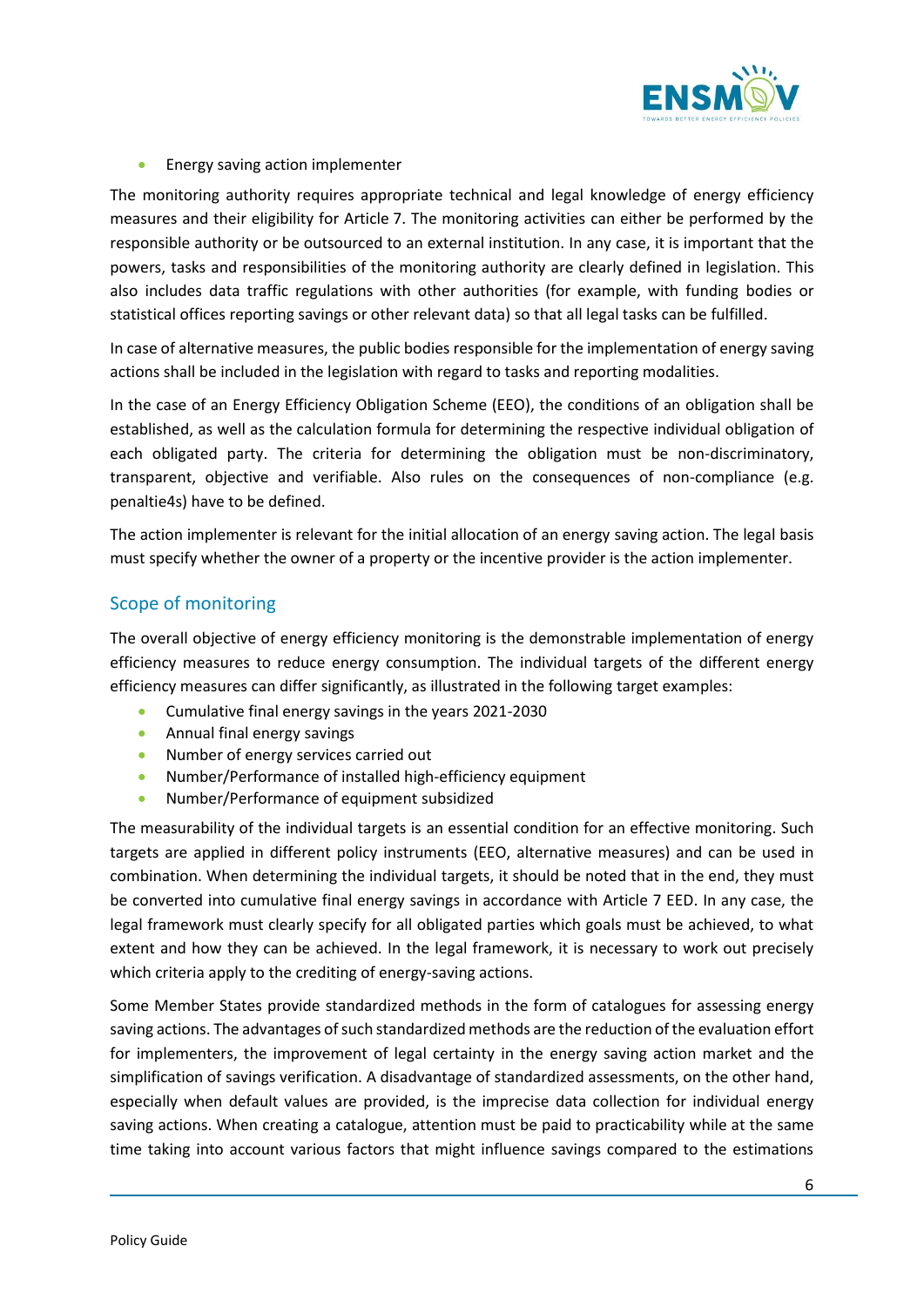- Energy saving action implementer

The monitoring authority requires appropriate technical and legal knowledge of energy efficiency measures and their eligibility for Article 7. The monitoring activities can either be performed by the responsible authority or be outsourced to an external institution. In any case, it is important that the powers, tasks and responsibilities of the monitoring authority are clearly defined in legislation. This also includes data traffic regulations with other authorities (for example, with funding bodies or statistical offices reporting savings or other relevant data) so that all legal tasks can be fulfilled.

In case of alternative measures, the public bodies responsible for the implementation of energy saving actions shall be included in the legislation with regard to tasks and reporting modalities.

In the case of an Energy Efficiency Obligation Scheme (EEO), the conditions of an obligation shall be established, as well as the calculation formula for determining the respective individual obligation of each obligated party. The criteria for determining the obligation must be non-discriminatory, transparent, objective and verifiable. Also rules on the consequences of non-compliance (e.g. penaltie4s) have to be defined.

The action implementer is relevant for the initial allocation of an energy saving action. The legal basis must specify whether the owner of a property or the incentive provider is the action implementer.

## Scope of monitoring

The overall objective of energy efficiency monitoring is the demonstrable implementation of energy efficiency measures to reduce energy consumption. The individual targets of the different energy efficiency measures can differ significantly, as illustrated in the following target examples:

- Cumulative final energy savings in the years 2021-2030
- Annual final energy savings
- Number of energy services carried out
- Number/Performance of installed high-efficiency equipment
- Number/Performance of equipment subsidized

The measurability of the individual targets is an essential condition for an effective monitoring. Such targets are applied in different policy instruments (EEO, alternative measures) and can be used in combination. When determining the individual targets, it should be noted that in the end, they must be converted into cumulative final energy savings in accordance with Article 7 EED. In any case, the legal framework must clearly specify for all obligated parties which goals must be achieved, to what extent and how they can be achieved. In the legal framework, it is necessary to work out precisely which criteria apply to the crediting of energy-saving actions.

Some Member States provide standardized methods in the form of catalogues for assessing energy saving actions. The advantages of such standardized methods are the reduction of the evaluation effort for implementers, the improvement of legal certainty in the energy saving action market and the simplification of savings verification. A disadvantage of standardized assessments, on the other hand, especially when default values are provided, is the imprecise data collection for individual energy saving actions. When creating a catalogue, attention must be paid to practicability while at the same time taking into account various factors that might influence savings compared to the estimations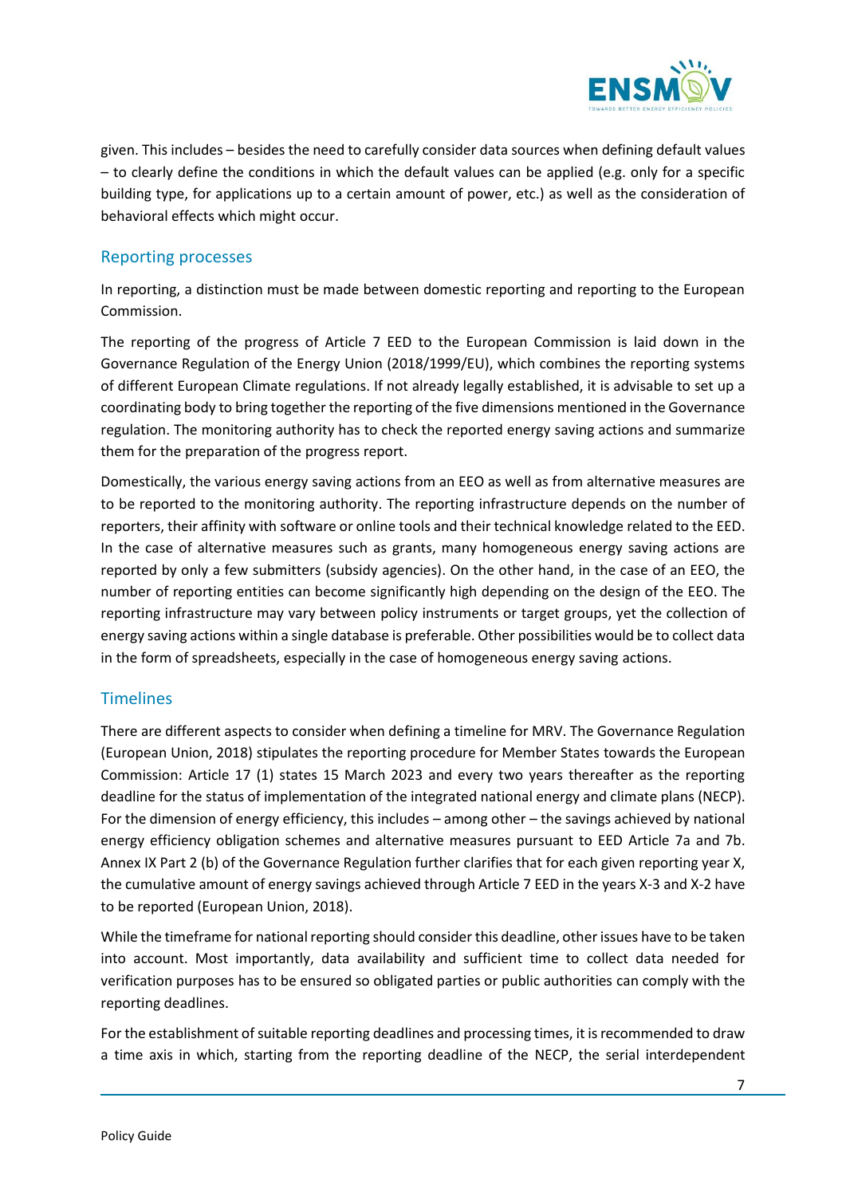given. This includes – besides the need to carefully consider data sources when defining default values – to clearly define the conditions in which the default values can be applied (e.g. only for a specific building type, for applications up to a certain amount of power, etc.) as well as the consideration of behavioral effects which might occur.

## Reporting processes

In reporting, a distinction must be made between domestic reporting and reporting to the European Commission.

The reporting of the progress of Article 7 EED to the European Commission is laid down in the Governance Regulation of the Energy Union (2018/1999/EU), which combines the reporting systems of different European Climate regulations. If not already legally established, it is advisable to set up a coordinating body to bring together the reporting of the five dimensions mentioned in the Governance regulation. The monitoring authority has to check the reported energy saving actions and summarize them for the preparation of the progress report.

Domestically, the various energy saving actions from an EEO as well as from alternative measures are to be reported to the monitoring authority. The reporting infrastructure depends on the number of reporters, their affinity with software or online tools and their technical knowledge related to the EED. In the case of alternative measures such as grants, many homogeneous energy saving actions are reported by only a few submitters (subsidy agencies). On the other hand, in the case of an EEO, the number of reporting entities can become significantly high depending on the design of the EEO. The reporting infrastructure may vary between policy instruments or target groups, yet the collection of energy saving actions within a single database is preferable. Other possibilities would be to collect data in the form of spreadsheets, especially in the case of homogeneous energy saving actions.

## Timelines

There are different aspects to consider when defining a timeline for MRV. The Governance Regulation (European Union, 2018) stipulates the reporting procedure for Member States towards the European Commission: Article 17 (1) states 15 March 2023 and every two years thereafter as the reporting deadline for the status of implementation of the integrated national energy and climate plans (NECP). For the dimension of energy efficiency, this includes – among other – the savings achieved by national energy efficiency obligation schemes and alternative measures pursuant to EED Article 7a and 7b. Annex IX Part 2 (b) of the Governance Regulation further clarifies that for each given reporting year X, the cumulative amount of energy savings achieved through Article 7 EED in the years X-3 and X-2 have to be reported (European Union, 2018).

While the timeframe for national reporting should consider this deadline, other issues have to be taken into account. Most importantly, data availability and sufficient time to collect data needed for verification purposes has to be ensured so obligated parties or public authorities can comply with the reporting deadlines.

For the establishment of suitable reporting deadlines and processing times, it is recommended to draw a time axis in which, starting from the reporting deadline of the NECP, the serial interdependent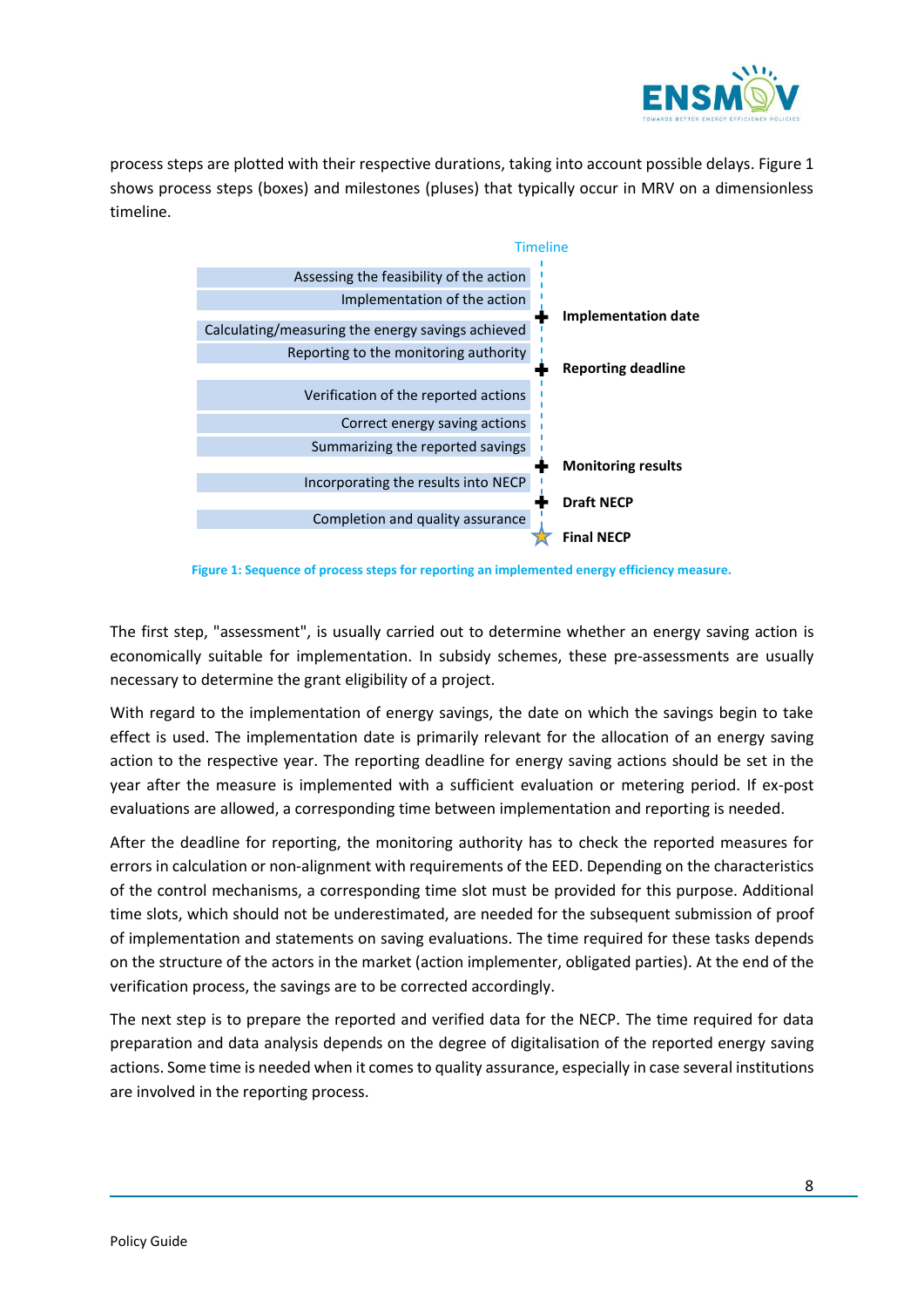process steps are plotted with their respective durations, taking into account possible delays. Figure 1 shows process steps (boxes) and milestones (pluses) that typically occur in MRV on a dimensionless timeline.

| Process steps | Timeline |
|---|---|
| Assessing the feasibility of the action | |
| Implementation of the action | |
| | **Implementation date** |
| Calculating/measuring the energy savings achieved | |
| Reporting to the monitoring authority | |
| | **Reporting deadline** |
| Verification of the reported actions | |
| Correct energy saving actions | |
| Summarizing the reported savings | |
| | **Monitoring results** |
| Incorporating the results into NECP | |
| | **Draft NECP** |
| Completion and quality assurance | |
| | **Final NECP** |

**Figure 1: Sequence of process steps for reporting an implemented energy efficiency measure.**

The first step, "assessment", is usually carried out to determine whether an energy saving action is economically suitable for implementation. In subsidy schemes, these pre-assessments are usually necessary to determine the grant eligibility of a project.

With regard to the implementation of energy savings, the date on which the savings begin to take effect is used. The implementation date is primarily relevant for the allocation of an energy saving action to the respective year. The reporting deadline for energy saving actions should be set in the year after the measure is implemented with a sufficient evaluation or metering period. If ex-post evaluations are allowed, a corresponding time between implementation and reporting is needed.

After the deadline for reporting, the monitoring authority has to check the reported measures for errors in calculation or non-alignment with requirements of the EED. Depending on the characteristics of the control mechanisms, a corresponding time slot must be provided for this purpose. Additional time slots, which should not be underestimated, are needed for the subsequent submission of proof of implementation and statements on saving evaluations. The time required for these tasks depends on the structure of the actors in the market (action implementer, obligated parties). At the end of the verification process, the savings are to be corrected accordingly.

The next step is to prepare the reported and verified data for the NECP. The time required for data preparation and data analysis depends on the degree of digitalisation of the reported energy saving actions. Some time is needed when it comes to quality assurance, especially in case several institutions are involved in the reporting process.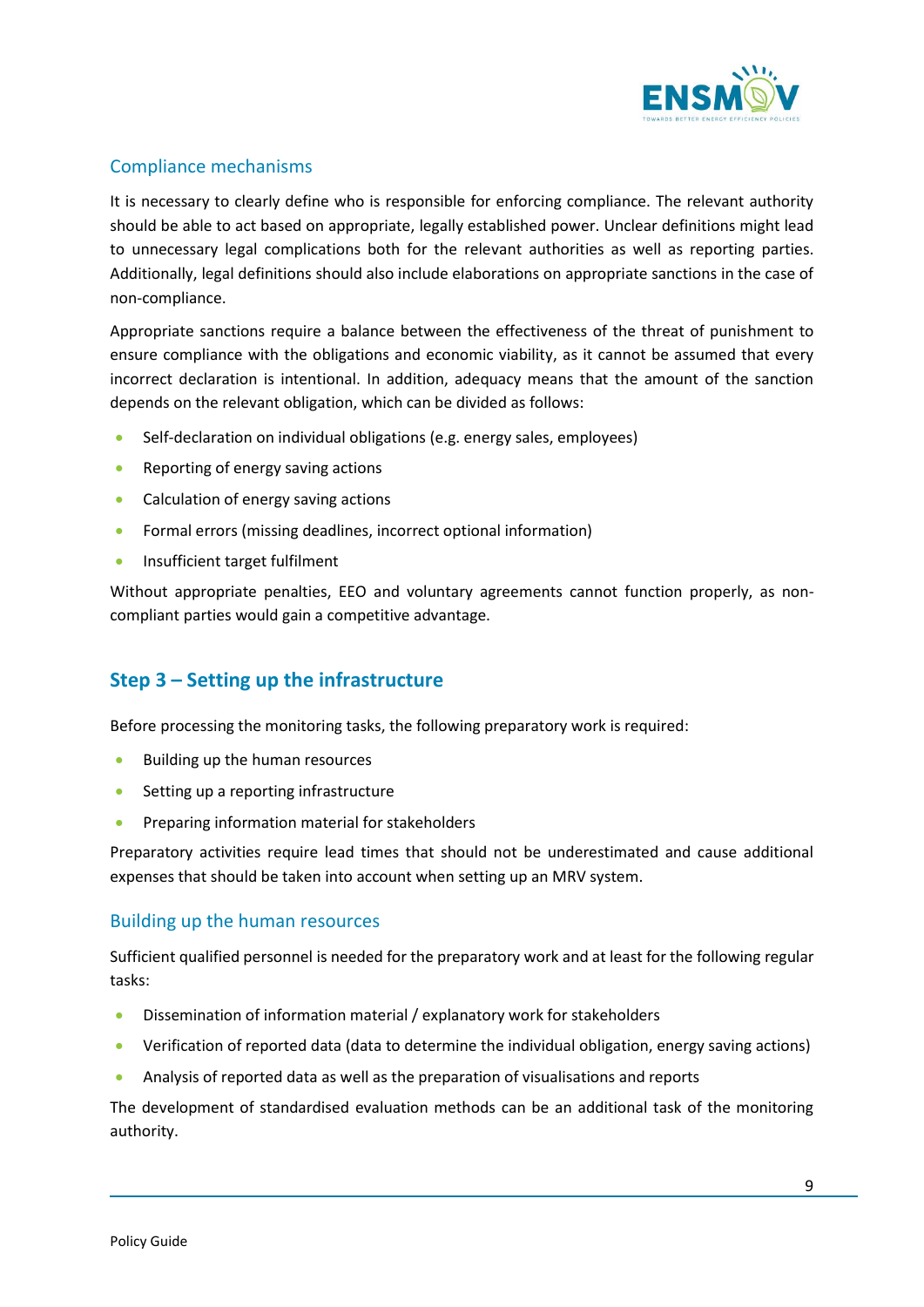## Compliance mechanisms

It is necessary to clearly define who is responsible for enforcing compliance. The relevant authority should be able to act based on appropriate, legally established power. Unclear definitions might lead to unnecessary legal complications both for the relevant authorities as well as reporting parties. Additionally, legal definitions should also include elaborations on appropriate sanctions in the case of non-compliance.

Appropriate sanctions require a balance between the effectiveness of the threat of punishment to ensure compliance with the obligations and economic viability, as it cannot be assumed that every incorrect declaration is intentional. In addition, adequacy means that the amount of the sanction depends on the relevant obligation, which can be divided as follows:

- Self-declaration on individual obligations (e.g. energy sales, employees)
- Reporting of energy saving actions
- Calculation of energy saving actions
- Formal errors (missing deadlines, incorrect optional information)
- Insufficient target fulfilment

Without appropriate penalties, EEO and voluntary agreements cannot function properly, as non-compliant parties would gain a competitive advantage.

# Step 3 – Setting up the infrastructure

Before processing the monitoring tasks, the following preparatory work is required:

- Building up the human resources
- Setting up a reporting infrastructure
- Preparing information material for stakeholders

Preparatory activities require lead times that should not be underestimated and cause additional expenses that should be taken into account when setting up an MRV system.

## Building up the human resources

Sufficient qualified personnel is needed for the preparatory work and at least for the following regular tasks:

- Dissemination of information material / explanatory work for stakeholders
- Verification of reported data (data to determine the individual obligation, energy saving actions)
- Analysis of reported data as well as the preparation of visualisations and reports

The development of standardised evaluation methods can be an additional task of the monitoring authority.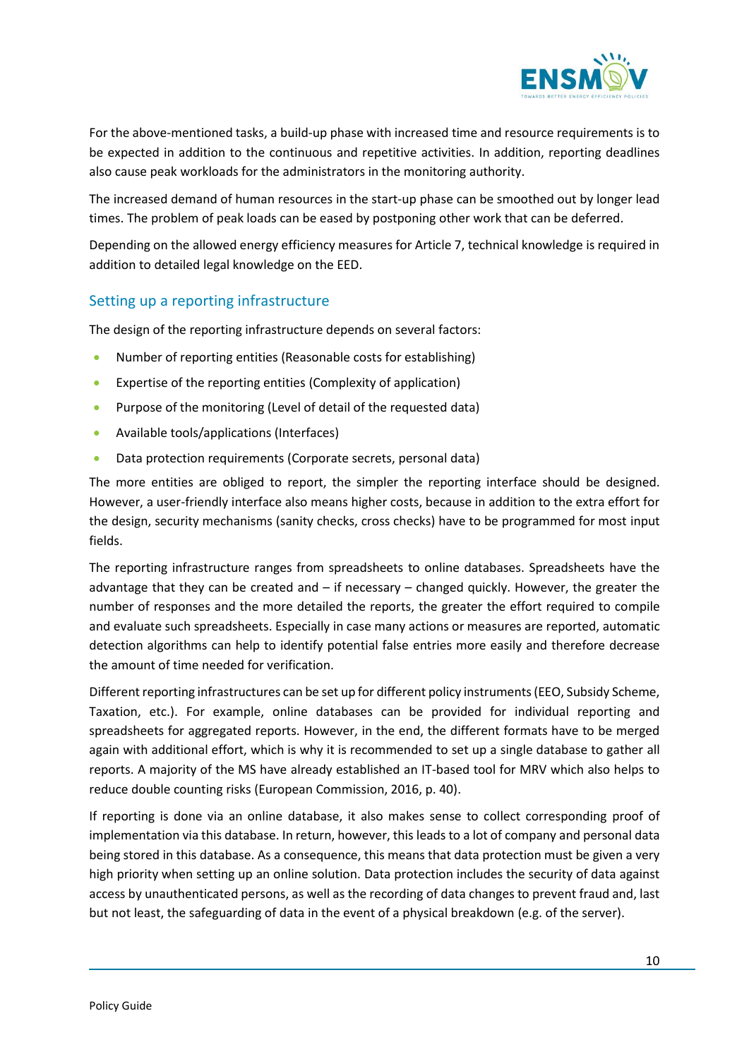For the above-mentioned tasks, a build-up phase with increased time and resource requirements is to be expected in addition to the continuous and repetitive activities. In addition, reporting deadlines also cause peak workloads for the administrators in the monitoring authority.

The increased demand of human resources in the start-up phase can be smoothed out by longer lead times. The problem of peak loads can be eased by postponing other work that can be deferred.

Depending on the allowed energy efficiency measures for Article 7, technical knowledge is required in addition to detailed legal knowledge on the EED.

## Setting up a reporting infrastructure

The design of the reporting infrastructure depends on several factors:

- Number of reporting entities (Reasonable costs for establishing)
- Expertise of the reporting entities (Complexity of application)
- Purpose of the monitoring (Level of detail of the requested data)
- Available tools/applications (Interfaces)
- Data protection requirements (Corporate secrets, personal data)

The more entities are obliged to report, the simpler the reporting interface should be designed. However, a user-friendly interface also means higher costs, because in addition to the extra effort for the design, security mechanisms (sanity checks, cross checks) have to be programmed for most input fields.

The reporting infrastructure ranges from spreadsheets to online databases. Spreadsheets have the advantage that they can be created and – if necessary – changed quickly. However, the greater the number of responses and the more detailed the reports, the greater the effort required to compile and evaluate such spreadsheets. Especially in case many actions or measures are reported, automatic detection algorithms can help to identify potential false entries more easily and therefore decrease the amount of time needed for verification.

Different reporting infrastructures can be set up for different policy instruments (EEO, Subsidy Scheme, Taxation, etc.). For example, online databases can be provided for individual reporting and spreadsheets for aggregated reports. However, in the end, the different formats have to be merged again with additional effort, which is why it is recommended to set up a single database to gather all reports. A majority of the MS have already established an IT-based tool for MRV which also helps to reduce double counting risks (European Commission, 2016, p. 40).

If reporting is done via an online database, it also makes sense to collect corresponding proof of implementation via this database. In return, however, this leads to a lot of company and personal data being stored in this database. As a consequence, this means that data protection must be given a very high priority when setting up an online solution. Data protection includes the security of data against access by unauthenticated persons, as well as the recording of data changes to prevent fraud and, last but not least, the safeguarding of data in the event of a physical breakdown (e.g. of the server).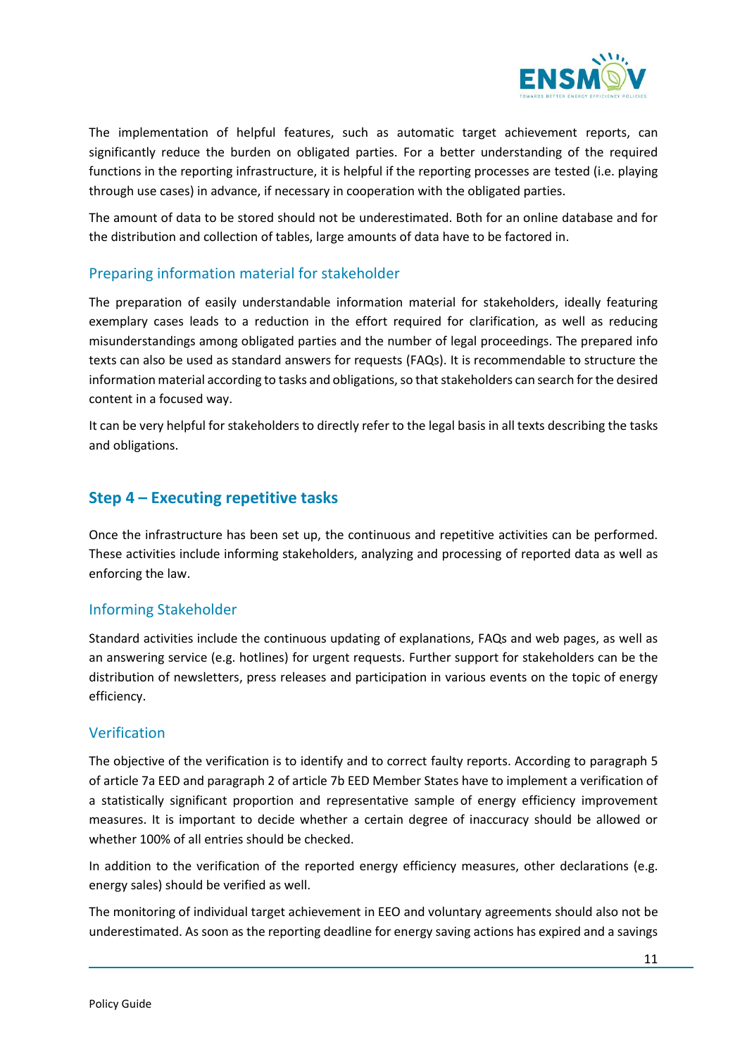The implementation of helpful features, such as automatic target achievement reports, can significantly reduce the burden on obligated parties. For a better understanding of the required functions in the reporting infrastructure, it is helpful if the reporting processes are tested (i.e. playing through use cases) in advance, if necessary in cooperation with the obligated parties.

The amount of data to be stored should not be underestimated. Both for an online database and for the distribution and collection of tables, large amounts of data have to be factored in.

### Preparing information material for stakeholder

The preparation of easily understandable information material for stakeholders, ideally featuring exemplary cases leads to a reduction in the effort required for clarification, as well as reducing misunderstandings among obligated parties and the number of legal proceedings. The prepared info texts can also be used as standard answers for requests (FAQs). It is recommendable to structure the information material according to tasks and obligations, so that stakeholders can search for the desired content in a focused way.

It can be very helpful for stakeholders to directly refer to the legal basis in all texts describing the tasks and obligations.

## Step 4 – Executing repetitive tasks

Once the infrastructure has been set up, the continuous and repetitive activities can be performed. These activities include informing stakeholders, analyzing and processing of reported data as well as enforcing the law.

### Informing Stakeholder

Standard activities include the continuous updating of explanations, FAQs and web pages, as well as an answering service (e.g. hotlines) for urgent requests. Further support for stakeholders can be the distribution of newsletters, press releases and participation in various events on the topic of energy efficiency.

### Verification

The objective of the verification is to identify and to correct faulty reports. According to paragraph 5 of article 7a EED and paragraph 2 of article 7b EED Member States have to implement a verification of a statistically significant proportion and representative sample of energy efficiency improvement measures. It is important to decide whether a certain degree of inaccuracy should be allowed or whether 100% of all entries should be checked.

In addition to the verification of the reported energy efficiency measures, other declarations (e.g. energy sales) should be verified as well.

The monitoring of individual target achievement in EEO and voluntary agreements should also not be underestimated. As soon as the reporting deadline for energy saving actions has expired and a savings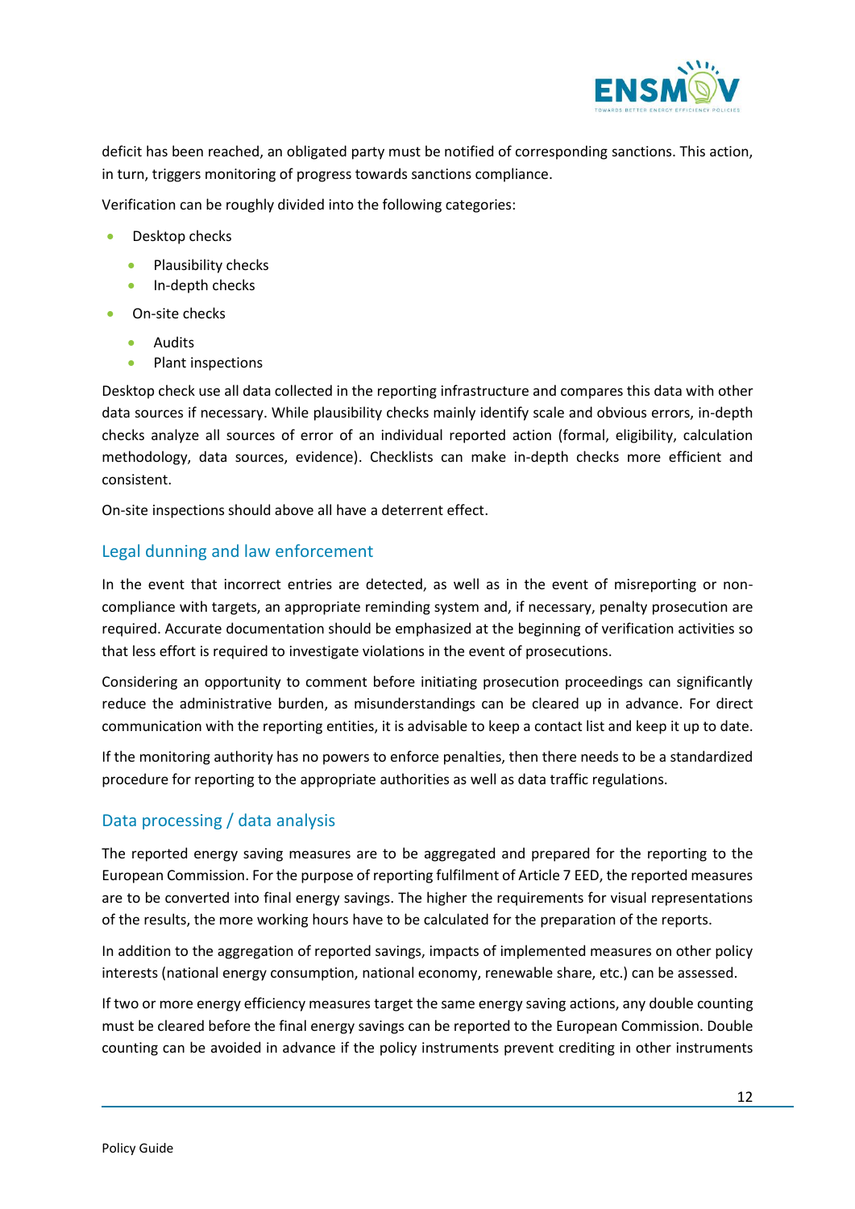deficit has been reached, an obligated party must be notified of corresponding sanctions. This action, in turn, triggers monitoring of progress towards sanctions compliance.

Verification can be roughly divided into the following categories:

- Desktop checks
  - Plausibility checks
  - In-depth checks
- On-site checks
  - Audits
  - Plant inspections

Desktop check use all data collected in the reporting infrastructure and compares this data with other data sources if necessary. While plausibility checks mainly identify scale and obvious errors, in-depth checks analyze all sources of error of an individual reported action (formal, eligibility, calculation methodology, data sources, evidence). Checklists can make in-depth checks more efficient and consistent.

On-site inspections should above all have a deterrent effect.

## Legal dunning and law enforcement

In the event that incorrect entries are detected, as well as in the event of misreporting or non-compliance with targets, an appropriate reminding system and, if necessary, penalty prosecution are required. Accurate documentation should be emphasized at the beginning of verification activities so that less effort is required to investigate violations in the event of prosecutions.

Considering an opportunity to comment before initiating prosecution proceedings can significantly reduce the administrative burden, as misunderstandings can be cleared up in advance. For direct communication with the reporting entities, it is advisable to keep a contact list and keep it up to date.

If the monitoring authority has no powers to enforce penalties, then there needs to be a standardized procedure for reporting to the appropriate authorities as well as data traffic regulations.

## Data processing / data analysis

The reported energy saving measures are to be aggregated and prepared for the reporting to the European Commission. For the purpose of reporting fulfilment of Article 7 EED, the reported measures are to be converted into final energy savings. The higher the requirements for visual representations of the results, the more working hours have to be calculated for the preparation of the reports.

In addition to the aggregation of reported savings, impacts of implemented measures on other policy interests (national energy consumption, national economy, renewable share, etc.) can be assessed.

If two or more energy efficiency measures target the same energy saving actions, any double counting must be cleared before the final energy savings can be reported to the European Commission. Double counting can be avoided in advance if the policy instruments prevent crediting in other instruments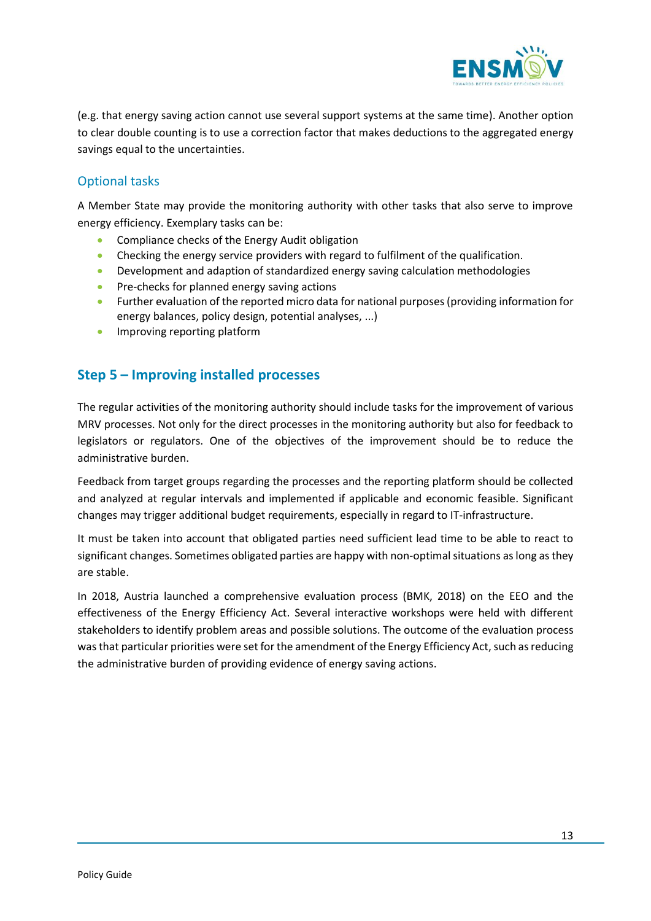(e.g. that energy saving action cannot use several support systems at the same time). Another option to clear double counting is to use a correction factor that makes deductions to the aggregated energy savings equal to the uncertainties.

### Optional tasks

A Member State may provide the monitoring authority with other tasks that also serve to improve energy efficiency. Exemplary tasks can be:

- Compliance checks of the Energy Audit obligation
- Checking the energy service providers with regard to fulfilment of the qualification.
- Development and adaption of standardized energy saving calculation methodologies
- Pre-checks for planned energy saving actions
- Further evaluation of the reported micro data for national purposes (providing information for energy balances, policy design, potential analyses, ...)
- Improving reporting platform

## Step 5 – Improving installed processes

The regular activities of the monitoring authority should include tasks for the improvement of various MRV processes. Not only for the direct processes in the monitoring authority but also for feedback to legislators or regulators. One of the objectives of the improvement should be to reduce the administrative burden.

Feedback from target groups regarding the processes and the reporting platform should be collected and analyzed at regular intervals and implemented if applicable and economic feasible. Significant changes may trigger additional budget requirements, especially in regard to IT-infrastructure.

It must be taken into account that obligated parties need sufficient lead time to be able to react to significant changes. Sometimes obligated parties are happy with non-optimal situations as long as they are stable.

In 2018, Austria launched a comprehensive evaluation process (BMK, 2018) on the EEO and the effectiveness of the Energy Efficiency Act. Several interactive workshops were held with different stakeholders to identify problem areas and possible solutions. The outcome of the evaluation process was that particular priorities were set for the amendment of the Energy Efficiency Act, such as reducing the administrative burden of providing evidence of energy saving actions.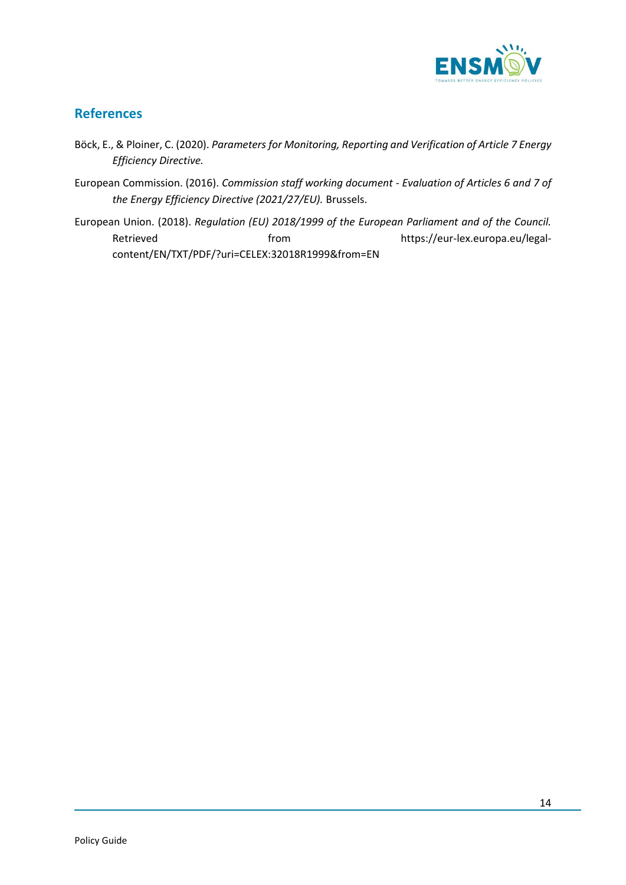## References

Böck, E., & Ploiner, C. (2020). *Parameters for Monitoring, Reporting and Verification of Article 7 Energy Efficiency Directive.*

European Commission. (2016). *Commission staff working document - Evaluation of Articles 6 and 7 of the Energy Efficiency Directive (2021/27/EU).* Brussels.

European Union. (2018). *Regulation (EU) 2018/1999 of the European Parliament and of the Council.* Retrieved from https://eur-lex.europa.eu/legal-content/EN/TXT/PDF/?uri=CELEX:32018R1999&from=EN